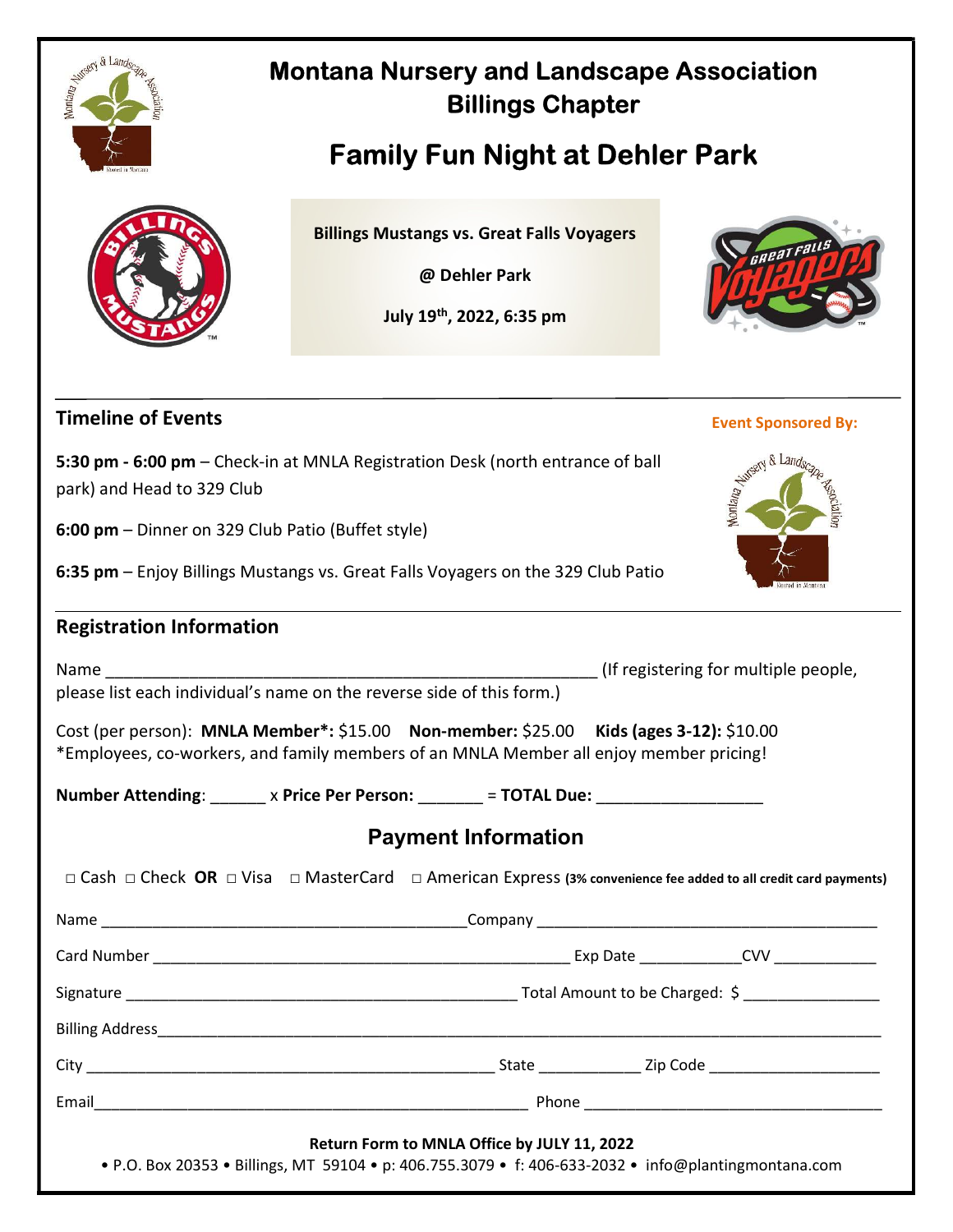# Montana Nursery and Landscape Association
## Billings Chapter

# Family Fun Night at Dehler Park

**Billings Mustangs vs. Great Falls Voyagers**

**@ Dehler Park**

**July 19th, 2022, 6:35 pm**

## Timeline of Events

**Event Sponsored By:**

**5:30 pm - 6:00 pm** – Check-in at MNLA Registration Desk (north entrance of ball park) and Head to 329 Club

**6:00 pm** – Dinner on 329 Club Patio (Buffet style)

**6:35 pm** – Enjoy Billings Mustangs vs. Great Falls Voyagers on the 329 Club Patio

## Registration Information

Name ________________________________________________________ (If registering for multiple people, please list each individual's name on the reverse side of this form.)

Cost (per person): **MNLA Member*:** $15.00 **Non-member:** $25.00 **Kids (ages 3-12):** $10.00
*Employees, co-workers, and family members of an MNLA Member all enjoy member pricing!

**Number Attending**: ______ x **Price Per Person:** _______ = **TOTAL Due:** __________________

## Payment Information

□ Cash □ Check **OR** □ Visa □ MasterCard □ American Express **(3% convenience fee added to all credit card payments)**

Name __________________________________________ Company _______________________________________

Card Number ________________________________________________ Exp Date ____________ CVV ____________

Signature _____________________________________________ Total Amount to be Charged: $ _______________

Billing Address_____________________________________________________________________________________

City _______________________________________________ State ____________ Zip Code ____________________

Email__________________________________________________ Phone __________________________________

**Return Form to MNLA Office by JULY 11, 2022**

• P.O. Box 20353 • Billings, MT 59104 • p: 406.755.3079 • f: 406-633-2032 • info@plantingmontana.com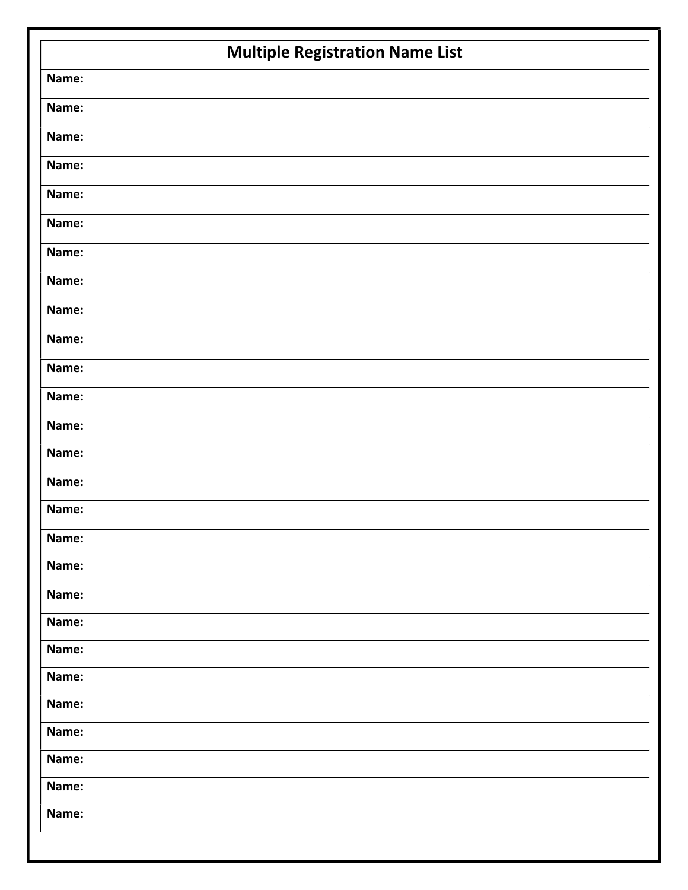# Multiple Registration Name List

**Name:**

**Name:**

**Name:**

**Name:**

**Name:**

**Name:**

**Name:**

**Name:**

**Name:**

**Name:**

**Name:**

**Name:**

**Name:**

**Name:**

**Name:**

**Name:**

**Name:**

**Name:**

**Name:**

**Name:**

**Name:**

**Name:**

**Name:**

**Name:**

**Name:**

**Name:**